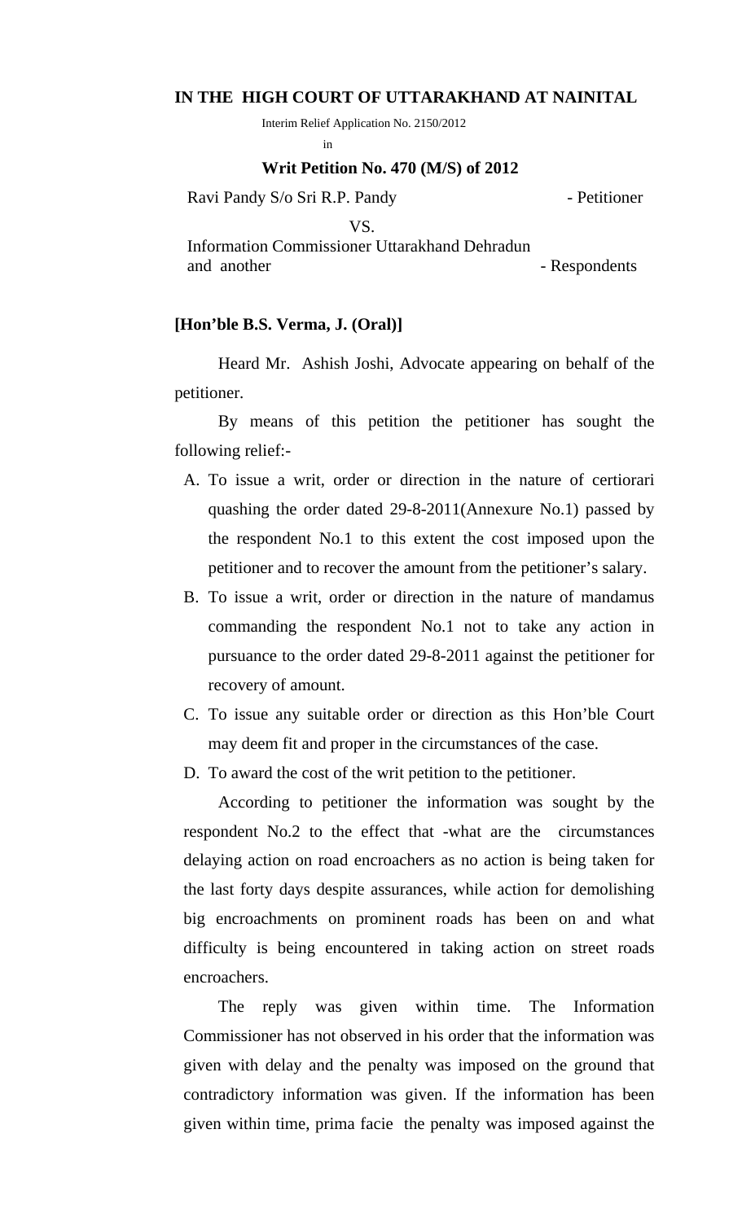**IN THE HIGH COURT OF UTTARAKHAND AT NAINITAL**

Interim Relief Application No. 2150/2012

in

**Writ Petition No. 470 (M/S) of 2012**

Ravi Pandy S/o Sri R.P. Pandy - Petitioner

VS.

Information Commissioner Uttarakhand Dehradun and another - Respondents

**[Hon'ble B.S. Verma, J. (Oral)]**

Heard Mr. Ashish Joshi, Advocate appearing on behalf of the petitioner.

By means of this petition the petitioner has sought the following relief:-

A. To issue a writ, order or direction in the nature of certiorari quashing the order dated 29-8-2011(Annexure No.1) passed by the respondent No.1 to this extent the cost imposed upon the petitioner and to recover the amount from the petitioner's salary.

B. To issue a writ, order or direction in the nature of mandamus commanding the respondent No.1 not to take any action in pursuance to the order dated 29-8-2011 against the petitioner for recovery of amount.

C. To issue any suitable order or direction as this Hon'ble Court may deem fit and proper in the circumstances of the case.

D. To award the cost of the writ petition to the petitioner.

According to petitioner the information was sought by the respondent No.2 to the effect that -what are the circumstances delaying action on road encroachers as no action is being taken for the last forty days despite assurances, while action for demolishing big encroachments on prominent roads has been on and what difficulty is being encountered in taking action on street roads encroachers.

The reply was given within time. The Information Commissioner has not observed in his order that the information was given with delay and the penalty was imposed on the ground that contradictory information was given. If the information has been given within time, prima facie the penalty was imposed against the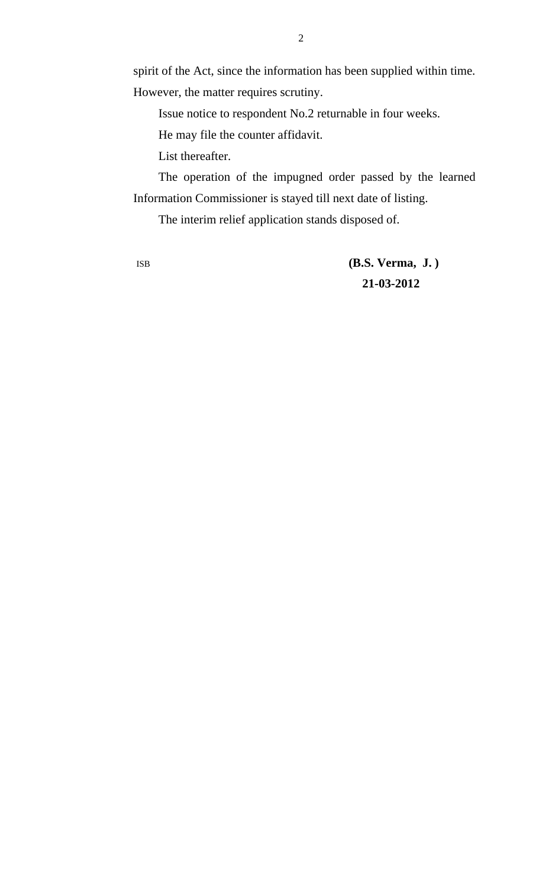spirit of the Act, since the information has been supplied within time. However, the matter requires scrutiny.

Issue notice to respondent No.2 returnable in four weeks.

He may file the counter affidavit.

List thereafter.

The operation of the impugned order passed by the learned Information Commissioner is stayed till next date of listing.

The interim relief application stands disposed of.

ISB

**(B.S. Verma, J. )**

**21-03-2012**